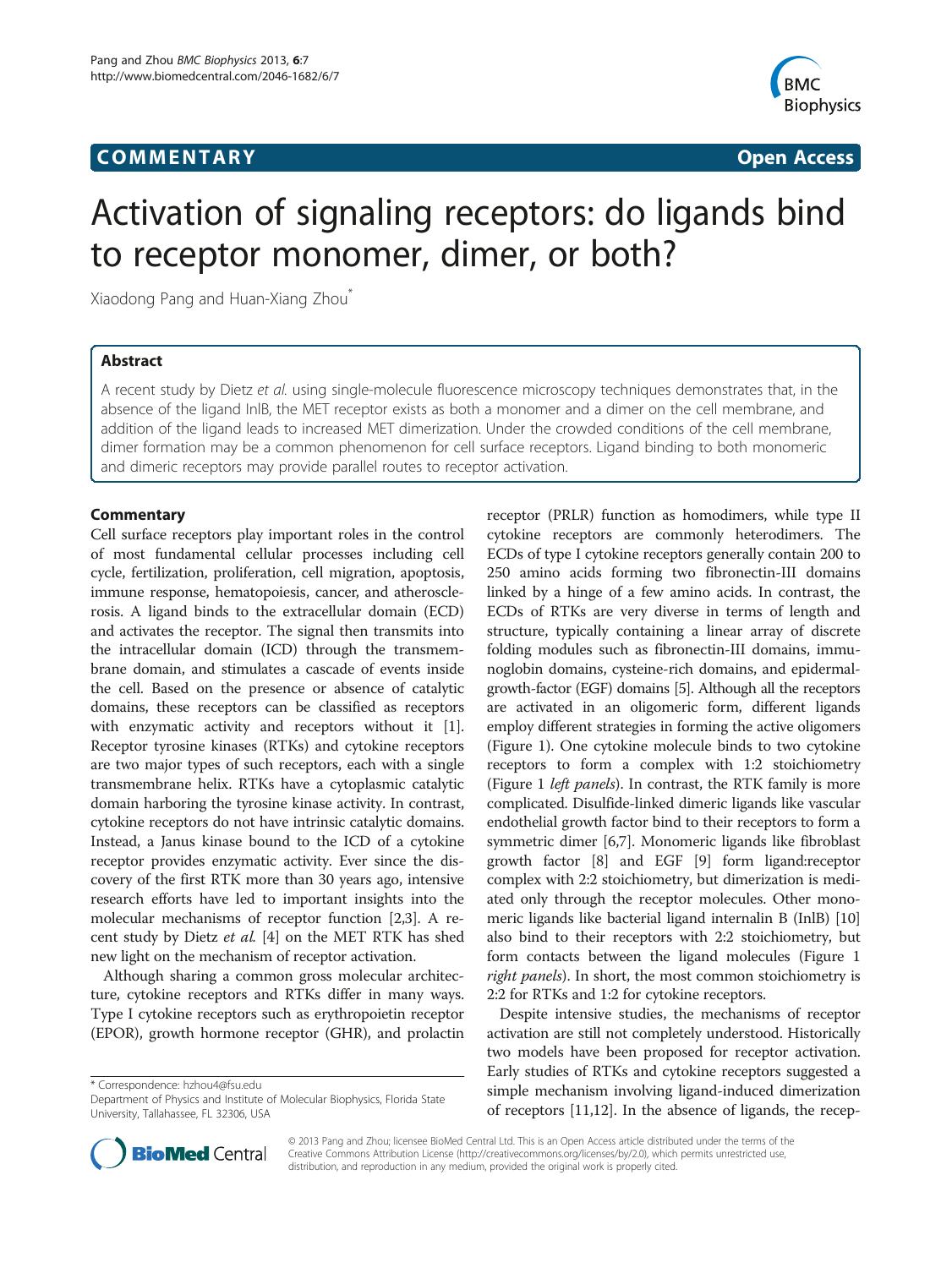**COMMENTARY** **Open Access**

# Activation of signaling receptors: do ligands bind to receptor monomer, dimer, or both?

Xiaodong Pang and Huan-Xiang Zhou*

## Abstract

A recent study by Dietz *et al.* using single-molecule fluorescence microscopy techniques demonstrates that, in the absence of the ligand InlB, the MET receptor exists as both a monomer and a dimer on the cell membrane, and addition of the ligand leads to increased MET dimerization. Under the crowded conditions of the cell membrane, dimer formation may be a common phenomenon for cell surface receptors. Ligand binding to both monomeric and dimeric receptors may provide parallel routes to receptor activation.

## Commentary

Cell surface receptors play important roles in the control of most fundamental cellular processes including cell cycle, fertilization, proliferation, cell migration, apoptosis, immune response, hematopoiesis, cancer, and atherosclerosis. A ligand binds to the extracellular domain (ECD) and activates the receptor. The signal then transmits into the intracellular domain (ICD) through the transmembrane domain, and stimulates a cascade of events inside the cell. Based on the presence or absence of catalytic domains, these receptors can be classified as receptors with enzymatic activity and receptors without it [1]. Receptor tyrosine kinases (RTKs) and cytokine receptors are two major types of such receptors, each with a single transmembrane helix. RTKs have a cytoplasmic catalytic domain harboring the tyrosine kinase activity. In contrast, cytokine receptors do not have intrinsic catalytic domains. Instead, a Janus kinase bound to the ICD of a cytokine receptor provides enzymatic activity. Ever since the discovery of the first RTK more than 30 years ago, intensive research efforts have led to important insights into the molecular mechanisms of receptor function [2,3]. A recent study by Dietz *et al.* [4] on the MET RTK has shed new light on the mechanism of receptor activation.

Although sharing a common gross molecular architecture, cytokine receptors and RTKs differ in many ways. Type I cytokine receptors such as erythropoietin receptor (EPOR), growth hormone receptor (GHR), and prolactin receptor (PRLR) function as homodimers, while type II cytokine receptors are commonly heterodimers. The ECDs of type I cytokine receptors generally contain 200 to 250 amino acids forming two fibronectin-III domains linked by a hinge of a few amino acids. In contrast, the ECDs of RTKs are very diverse in terms of length and structure, typically containing a linear array of discrete folding modules such as fibronectin-III domains, immunoglobin domains, cysteine-rich domains, and epidermal-growth-factor (EGF) domains [5]. Although all the receptors are activated in an oligomeric form, different ligands employ different strategies in forming the active oligomers (Figure 1). One cytokine molecule binds to two cytokine receptors to form a complex with 1:2 stoichiometry (Figure 1 *left panels*). In contrast, the RTK family is more complicated. Disulfide-linked dimeric ligands like vascular endothelial growth factor bind to their receptors to form a symmetric dimer [6,7]. Monomeric ligands like fibroblast growth factor [8] and EGF [9] form ligand:receptor complex with 2:2 stoichiometry, but dimerization is mediated only through the receptor molecules. Other monomeric ligands like bacterial ligand internalin B (InlB) [10] also bind to their receptors with 2:2 stoichiometry, but form contacts between the ligand molecules (Figure 1 *right panels*). In short, the most common stoichiometry is 2:2 for RTKs and 1:2 for cytokine receptors.

Despite intensive studies, the mechanisms of receptor activation are still not completely understood. Historically two models have been proposed for receptor activation. Early studies of RTKs and cytokine receptors suggested a simple mechanism involving ligand-induced dimerization of receptors [11,12]. In the absence of ligands, the recep-

\* Correspondence: hzhou4@fsu.edu
Department of Physics and Institute of Molecular Biophysics, Florida State University, Tallahassee, FL 32306, USA

© 2013 Pang and Zhou; licensee BioMed Central Ltd. This is an Open Access article distributed under the terms of the Creative Commons Attribution License (http://creativecommons.org/licenses/by/2.0), which permits unrestricted use, distribution, and reproduction in any medium, provided the original work is properly cited.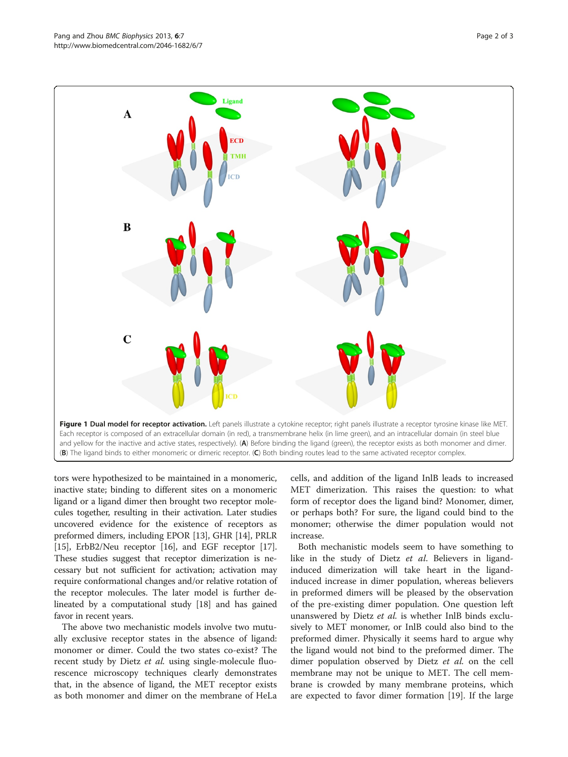A

Ligand

ECD

TMH

ICD

B

C

ICD

**Figure 1 Dual model for receptor activation.** Left panels illustrate a cytokine receptor; right panels illustrate a receptor tyrosine kinase like MET. Each receptor is composed of an extracellular domain (in red), a transmembrane helix (in lime green), and an intracellular domain (in steel blue and yellow for the inactive and active states, respectively). (**A**) Before binding the ligand (green), the receptor exists as both monomer and dimer. (**B**) The ligand binds to either monomeric or dimeric receptor. (**C**) Both binding routes lead to the same activated receptor complex.

tors were hypothesized to be maintained in a monomeric, inactive state; binding to different sites on a monomeric ligand or a ligand dimer then brought two receptor molecules together, resulting in their activation. Later studies uncovered evidence for the existence of receptors as preformed dimers, including EPOR [13], GHR [14], PRLR [15], ErbB2/Neu receptor [16], and EGF receptor [17]. These studies suggest that receptor dimerization is necessary but not sufficient for activation; activation may require conformational changes and/or relative rotation of the receptor molecules. The later model is further delineated by a computational study [18] and has gained favor in recent years.

The above two mechanistic models involve two mutually exclusive receptor states in the absence of ligand: monomer or dimer. Could the two states co-exist? The recent study by Dietz *et al.* using single-molecule fluorescence microscopy techniques clearly demonstrates that, in the absence of ligand, the MET receptor exists as both monomer and dimer on the membrane of HeLa cells, and addition of the ligand InlB leads to increased MET dimerization. This raises the question: to what form of receptor does the ligand bind? Monomer, dimer, or perhaps both? For sure, the ligand could bind to the monomer; otherwise the dimer population would not increase.

Both mechanistic models seem to have something to like in the study of Dietz *et al.* Believers in ligand-induced dimerization will take heart in the ligand-induced increase in dimer population, whereas believers in preformed dimers will be pleased by the observation of the pre-existing dimer population. One question left unanswered by Dietz *et al.* is whether InlB binds exclusively to MET monomer, or InlB could also bind to the preformed dimer. Physically it seems hard to argue why the ligand would not bind to the preformed dimer. The dimer population observed by Dietz *et al.* on the cell membrane may not be unique to MET. The cell membrane is crowded by many membrane proteins, which are expected to favor dimer formation [19]. If the large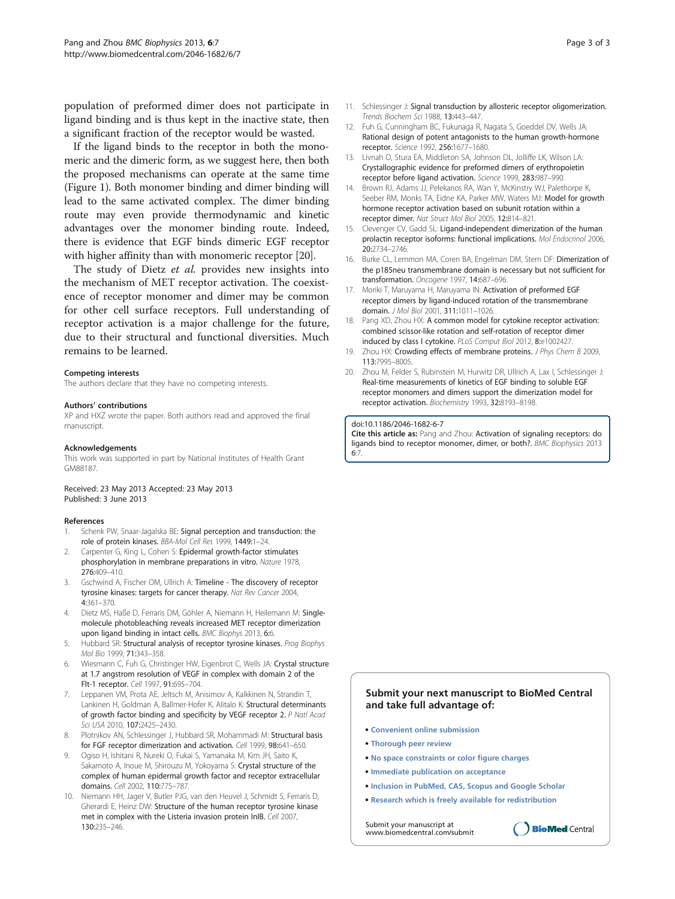population of preformed dimer does not participate in ligand binding and is thus kept in the inactive state, then a significant fraction of the receptor would be wasted.

If the ligand binds to the receptor in both the monomeric and the dimeric form, as we suggest here, then both the proposed mechanisms can operate at the same time (Figure 1). Both monomer binding and dimer binding will lead to the same activated complex. The dimer binding route may even provide thermodynamic and kinetic advantages over the monomer binding route. Indeed, there is evidence that EGF binds dimeric EGF receptor with higher affinity than with monomeric receptor [20].

The study of Dietz *et al.* provides new insights into the mechanism of MET receptor activation. The coexistence of receptor monomer and dimer may be common for other cell surface receptors. Full understanding of receptor activation is a major challenge for the future, due to their structural and functional diversities. Much remains to be learned.

#### Competing interests
The authors declare that they have no competing interests.

#### Authors' contributions
XP and HXZ wrote the paper. Both authors read and approved the final manuscript.

#### Acknowledgements
This work was supported in part by National Institutes of Health Grant GM88187.

Received: 23 May 2013 Accepted: 23 May 2013
Published: 3 June 2013

#### References

1. Schenk PW, Snaar-Jagalska BE: **Signal perception and transduction: the role of protein kinases.** *BBA-Mol Cell Res* 1999, **1449:**1–24.
2. Carpenter G, King L, Cohen S: **Epidermal growth-factor stimulates phosphorylation in membrane preparations in vitro.** *Nature* 1978, **276:**409–410.
3. Gschwind A, Fischer OM, Ullrich A: **Timeline - The discovery of receptor tyrosine kinases: targets for cancer therapy.** *Nat Rev Cancer* 2004, **4:**361–370.
4. Dietz MS, Haße D, Ferraris DM, Göhler A, Niemann H, Heilemann M: **Single-molecule photobleaching reveals increased MET receptor dimerization upon ligand binding in intact cells.** *BMC Biophys* 2013, **6:**6.
5. Hubbard SR: **Structural analysis of receptor tyrosine kinases.** *Prog Biophys Mol Bio* 1999, **71:**343–358.
6. Wiesmann C, Fuh G, Christinger HW, Eigenbrot C, Wells JA: **Crystal structure at 1.7 angstrom resolution of VEGF in complex with domain 2 of the Flt-1 receptor.** *Cell* 1997, **91:**695–704.
7. Leppanen VM, Prota AE, Jeltsch M, Anisimov A, Kalkkinen N, Strandin T, Lankinen H, Goldman A, Ballmer-Hofer K, Alitalo K: **Structural determinants of growth factor binding and specificity by VEGF receptor 2.** *P Natl Acad Sci USA* 2010, **107:**2425–2430.
8. Plotnikov AN, Schlessinger J, Hubbard SR, Mohammadi M: **Structural basis for FGF receptor dimerization and activation.** *Cell* 1999, **98:**641–650.
9. Ogiso H, Ishitani R, Nureki O, Fukai S, Yamanaka M, Kim JH, Saito K, Sakamoto A, Inoue M, Shirouzu M, Yokoyama S: **Crystal structure of the complex of human epidermal growth factor and receptor extracellular domains.** *Cell* 2002, **110:**775–787.
10. Niemann HH, Jager V, Butler PJG, van den Heuvel J, Schmidt S, Ferraris D, Gherardi E, Heinz DW: **Structure of the human receptor tyrosine kinase met in complex with the Listeria invasion protein InlB.** *Cell* 2007, **130:**235–246.
11. Schlessinger J: **Signal transduction by allosteric receptor oligomerization.** *Trends Biochem Sci* 1988, **13:**443–447.
12. Fuh G, Cunningham BC, Fukunaga R, Nagata S, Goeddel DV, Wells JA: **Rational design of potent antagonists to the human growth-hormone receptor.** *Science* 1992, **256:**1677–1680.
13. Livnah O, Stura EA, Middleton SA, Johnson DL, Jolliffe LK, Wilson LA: **Crystallographic evidence for preformed dimers of erythropoietin receptor before ligand activation.** *Science* 1999, **283:**987–990.
14. Brown RJ, Adams JJ, Pelekanos RA, Wan Y, McKinstry WJ, Palethorpe K, Seeber RM, Monks TA, Eidne KA, Parker MW, Waters MJ: **Model for growth hormone receptor activation based on subunit rotation within a receptor dimer.** *Nat Struct Mol Biol* 2005, **12:**814–821.
15. Clevenger CV, Gadd SL: **Ligand-independent dimerization of the human prolactin receptor isoforms: functional implications.** *Mol Endocrinol* 2006, **20:**2734–2746.
16. Burke CL, Lemmon MA, Coren BA, Engelman DM, Stern DF: **Dimerization of the p185neu transmembrane domain is necessary but not sufficient for transformation.** *Oncogene* 1997, **14:**687–696.
17. Moriki T, Maruyama H, Maruyama IN: **Activation of preformed EGF receptor dimers by ligand-induced rotation of the transmembrane domain.** *J Mol Biol* 2001, **311:**1011–1026.
18. Pang XD, Zhou HX: **A common model for cytokine receptor activation: combined scissor-like rotation and self-rotation of receptor dimer induced by class I cytokine.** *PLoS Comput Biol* 2012, **8:**e1002427.
19. Zhou HX: **Crowding effects of membrane proteins.** *J Phys Chem B* 2009, **113:**7995–8005.
20. Zhou M, Felder S, Rubinstein M, Hurwitz DR, Ullrich A, Lax I, Schlessinger J: **Real-time measurements of kinetics of EGF binding to soluble EGF receptor monomers and dimers support the dimerization model for receptor activation.** *Biochemistry* 1993, **32:**8193–8198.

doi:10.1186/2046-1682-6-7
**Cite this article as:** Pang and Zhou: Activation of signaling receptors: do ligands bind to receptor monomer, dimer, or both?. *BMC Biophysics* 2013 **6**:7.

**Submit your next manuscript to BioMed Central and take full advantage of:**

- **Convenient online submission**
- **Thorough peer review**
- **No space constraints or color figure charges**
- **Immediate publication on acceptance**
- **Inclusion in PubMed, CAS, Scopus and Google Scholar**
- **Research which is freely available for redistribution**

Submit your manuscript at
www.biomedcentral.com/submit

BioMed Central